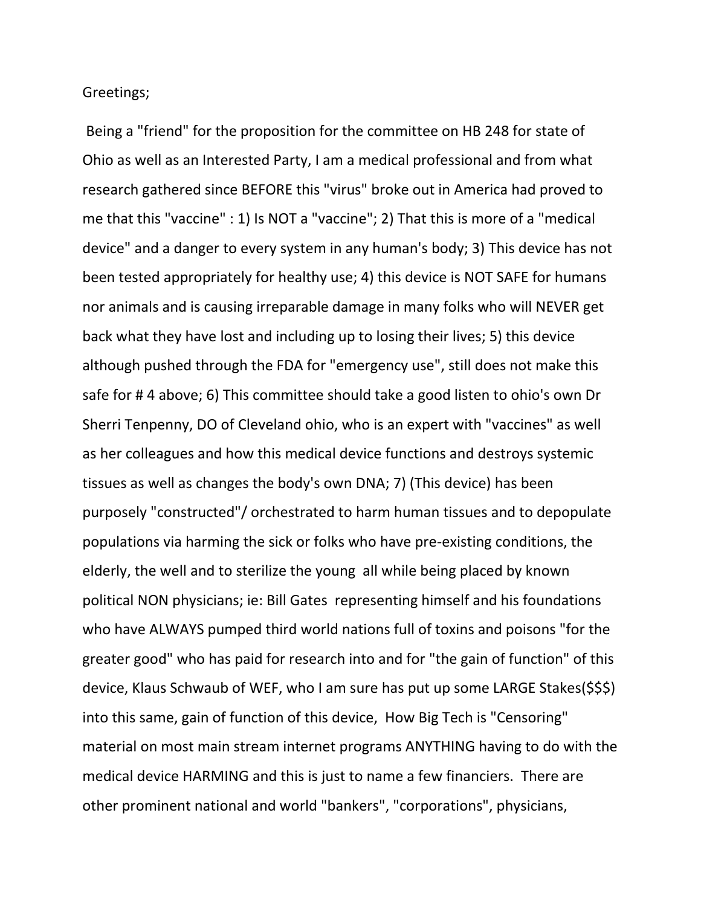Greetings;

Being a "friend" for the proposition for the committee on HB 248 for state of Ohio as well as an Interested Party, I am a medical professional and from what research gathered since BEFORE this "virus" broke out in America had proved to me that this "vaccine" : 1) Is NOT a "vaccine"; 2) That this is more of a "medical device" and a danger to every system in any human's body; 3) This device has not been tested appropriately for healthy use; 4) this device is NOT SAFE for humans nor animals and is causing irreparable damage in many folks who will NEVER get back what they have lost and including up to losing their lives; 5) this device although pushed through the FDA for "emergency use", still does not make this safe for # 4 above; 6) This committee should take a good listen to ohio's own Dr Sherri Tenpenny, DO of Cleveland ohio, who is an expert with "vaccines" as well as her colleagues and how this medical device functions and destroys systemic tissues as well as changes the body's own DNA; 7) (This device) has been purposely "constructed"/ orchestrated to harm human tissues and to depopulate populations via harming the sick or folks who have pre-existing conditions, the elderly, the well and to sterilize the young all while being placed by known political NON physicians; ie: Bill Gates representing himself and his foundations who have ALWAYS pumped third world nations full of toxins and poisons "for the greater good" who has paid for research into and for "the gain of function" of this device, Klaus Schwaub of WEF, who I am sure has put up some LARGE Stakes($$$) into this same, gain of function of this device, How Big Tech is "Censoring" material on most main stream internet programs ANYTHING having to do with the medical device HARMING and this is just to name a few financiers. There are other prominent national and world "bankers", "corporations", physicians,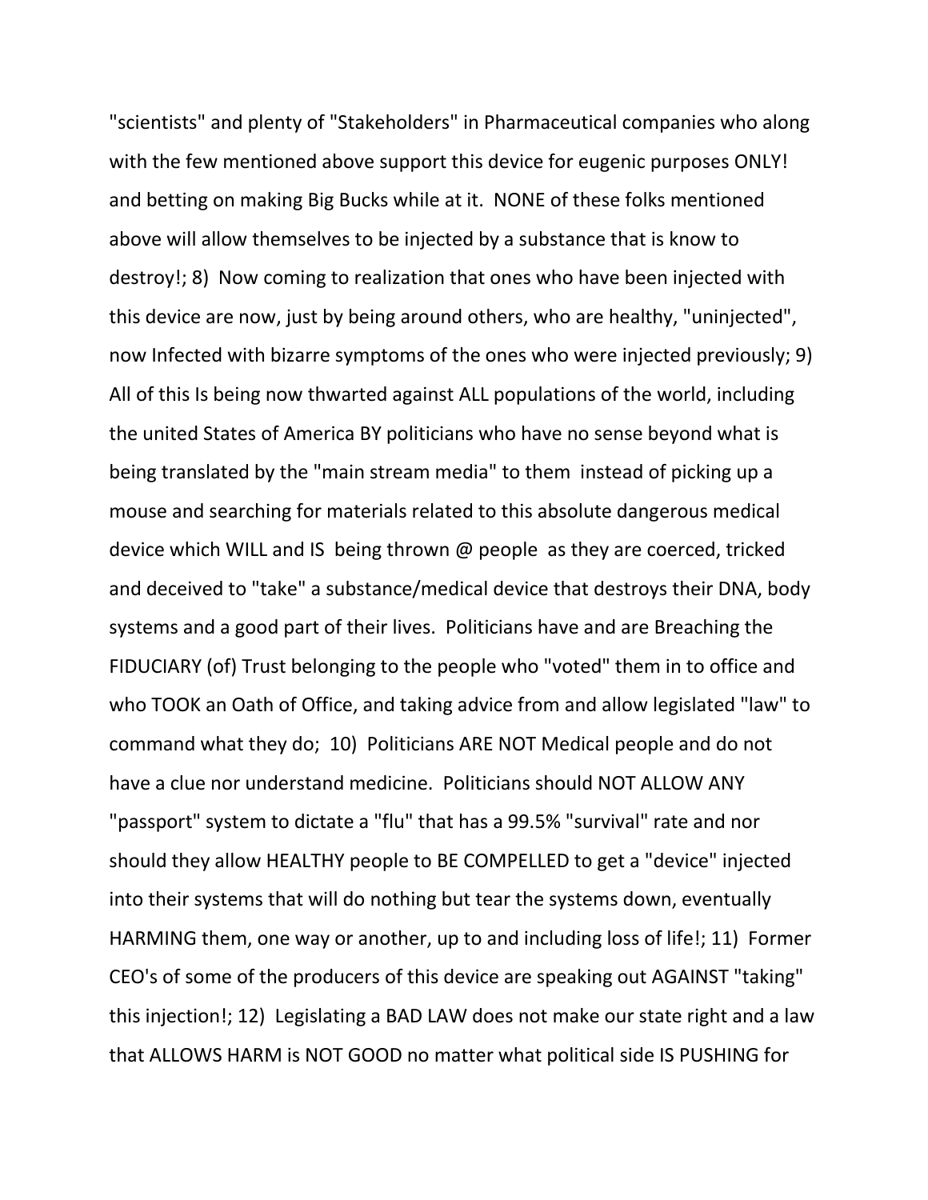"scientists" and plenty of "Stakeholders" in Pharmaceutical companies who along with the few mentioned above support this device for eugenic purposes ONLY! and betting on making Big Bucks while at it. NONE of these folks mentioned above will allow themselves to be injected by a substance that is know to destroy!; 8) Now coming to realization that ones who have been injected with this device are now, just by being around others, who are healthy, "uninjected", now Infected with bizarre symptoms of the ones who were injected previously; 9) All of this Is being now thwarted against ALL populations of the world, including the united States of America BY politicians who have no sense beyond what is being translated by the "main stream media" to them instead of picking up a mouse and searching for materials related to this absolute dangerous medical device which WILL and IS being thrown @ people as they are coerced, tricked and deceived to "take" a substance/medical device that destroys their DNA, body systems and a good part of their lives. Politicians have and are Breaching the FIDUCIARY (of) Trust belonging to the people who "voted" them in to office and who TOOK an Oath of Office, and taking advice from and allow legislated "law" to command what they do; 10) Politicians ARE NOT Medical people and do not have a clue nor understand medicine. Politicians should NOT ALLOW ANY "passport" system to dictate a "flu" that has a 99.5% "survival" rate and nor should they allow HEALTHY people to BE COMPELLED to get a "device" injected into their systems that will do nothing but tear the systems down, eventually HARMING them, one way or another, up to and including loss of life!; 11) Former CEO's of some of the producers of this device are speaking out AGAINST "taking" this injection!; 12) Legislating a BAD LAW does not make our state right and a law that ALLOWS HARM is NOT GOOD no matter what political side IS PUSHING for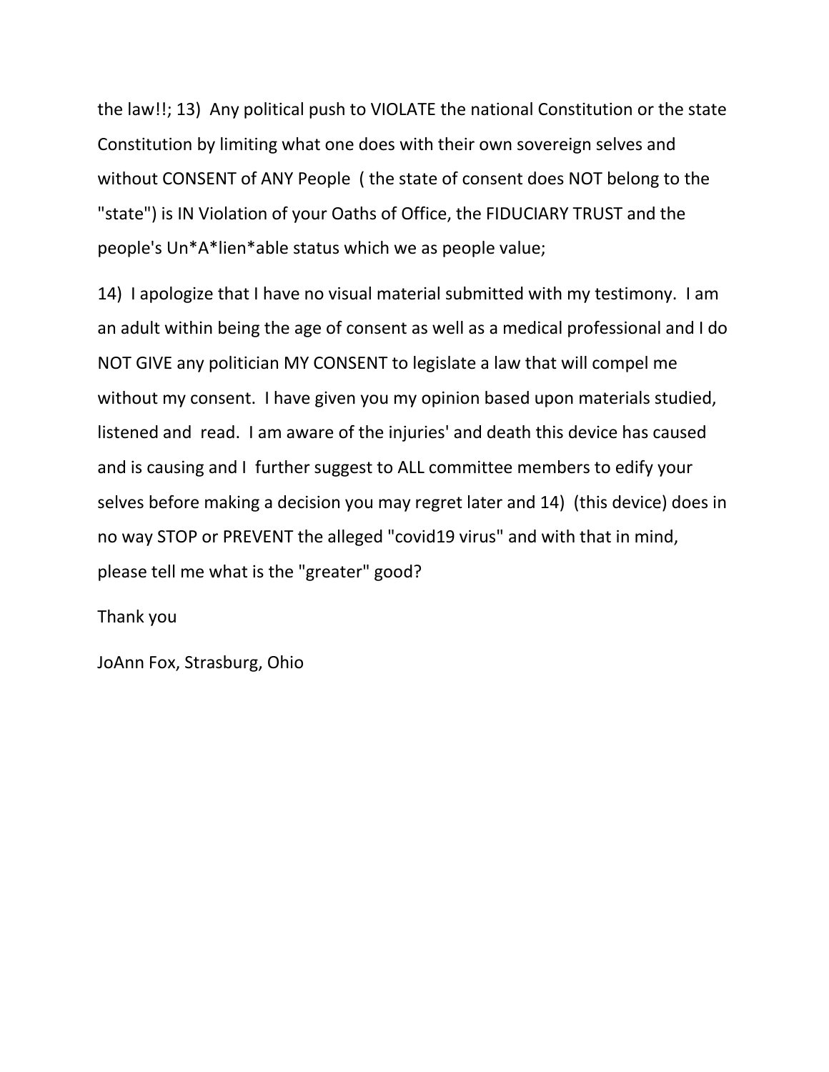the law!!; 13) Any political push to VIOLATE the national Constitution or the state Constitution by limiting what one does with their own sovereign selves and without CONSENT of ANY People ( the state of consent does NOT belong to the "state") is IN Violation of your Oaths of Office, the FIDUCIARY TRUST and the people's Un*A*lien*able status which we as people value;

14) I apologize that I have no visual material submitted with my testimony. I am an adult within being the age of consent as well as a medical professional and I do NOT GIVE any politician MY CONSENT to legislate a law that will compel me without my consent. I have given you my opinion based upon materials studied, listened and read. I am aware of the injuries' and death this device has caused and is causing and I further suggest to ALL committee members to edify your selves before making a decision you may regret later and 14) (this device) does in no way STOP or PREVENT the alleged "covid19 virus" and with that in mind, please tell me what is the "greater" good?

Thank you

JoAnn Fox, Strasburg, Ohio